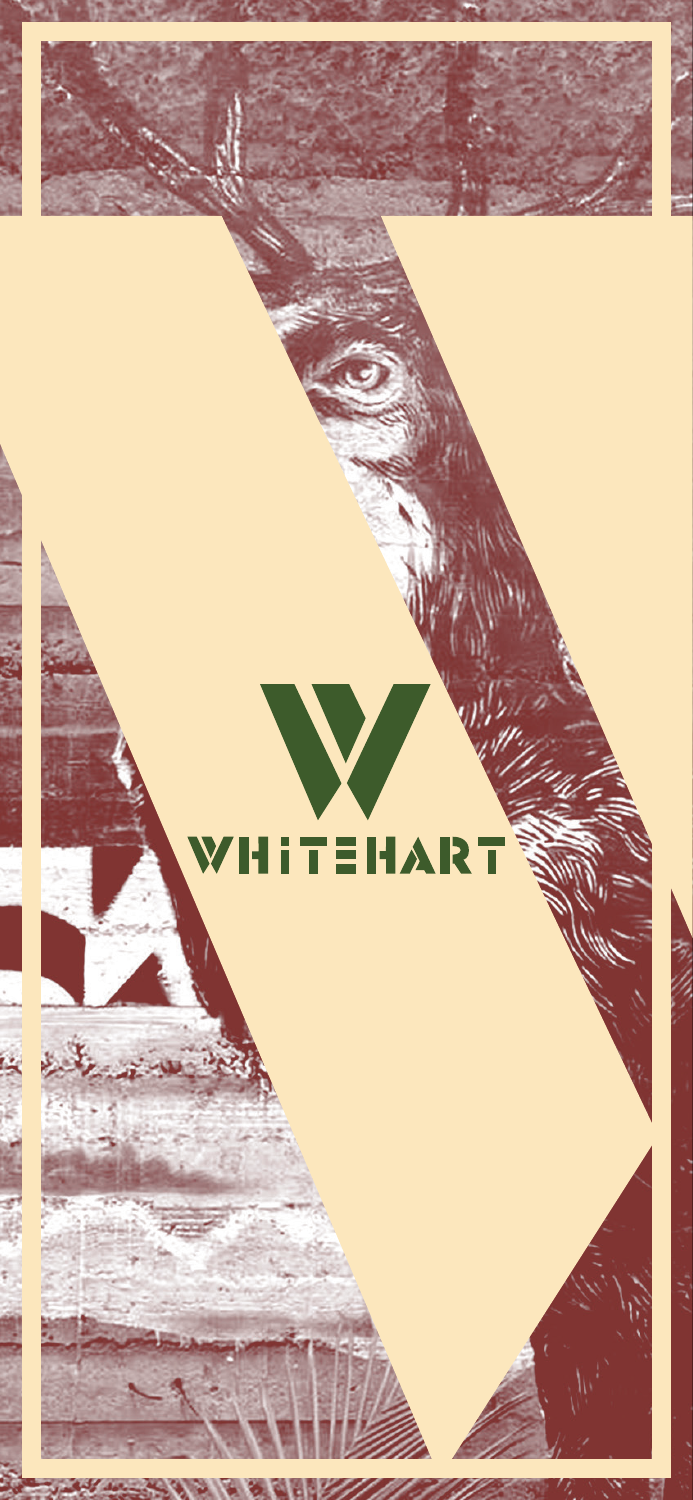# WHITEHART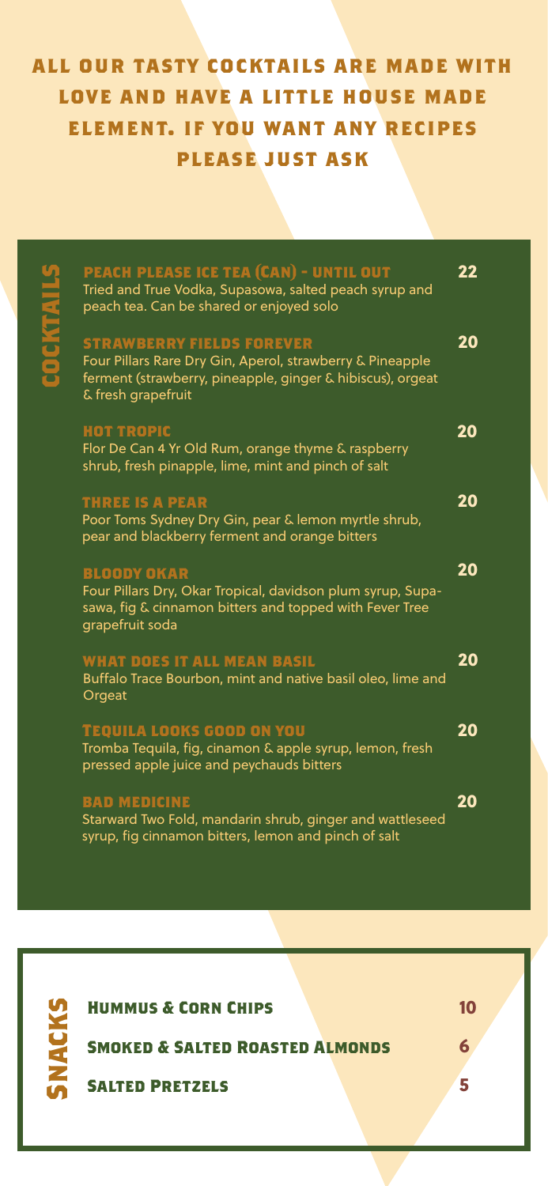# ALL OUR TASTY COCKTAILS ARE MADE WITH LOVE AND HAVE A LITTLE HOUSE MADE ELEMENT. IF YOU WANT ANY RECIPES PLEASE JUST ASK

## COCKTAILS

**PEACH PLEASE ICE TEA (CAN) - UNTIL OUT** — 22
Tried and True Vodka, Supasowa, salted peach syrup and peach tea. Can be shared or enjoyed solo

**STRAWBERRY FIELDS FOREVER** — 20
Four Pillars Rare Dry Gin, Aperol, strawberry & Pineapple ferment (strawberry, pineapple, ginger & hibiscus), orgeat & fresh grapefruit

**HOT TROPIC** — 20
Flor De Can 4 Yr Old Rum, orange thyme & raspberry shrub, fresh pinapple, lime, mint and pinch of salt

**THREE IS A PEAR** — 20
Poor Toms Sydney Dry Gin, pear & lemon myrtle shrub, pear and blackberry ferment and orange bitters

**BLOODY OKAR** — 20
Four Pillars Dry, Okar Tropical, davidson plum syrup, Supa-sawa, fig & cinnamon bitters and topped with Fever Tree grapefruit soda

**WHAT DOES IT ALL MEAN BASIL** — 20
Buffalo Trace Bourbon, mint and native basil oleo, lime and Orgeat

**TEQUILA LOOKS GOOD ON YOU** — 20
Tromba Tequila, fig, cinamon & apple syrup, lemon, fresh pressed apple juice and peychauds bitters

**BAD MEDICINE** — 20
Starward Two Fold, mandarin shrub, ginger and wattleseed syrup, fig cinnamon bitters, lemon and pinch of salt

## SNACKS

| Item | Price |
| --- | --- |
| HUMMUS & CORN CHIPS | 10 |
| SMOKED & SALTED ROASTED ALMONDS | 6 |
| SALTED PRETZELS | 5 |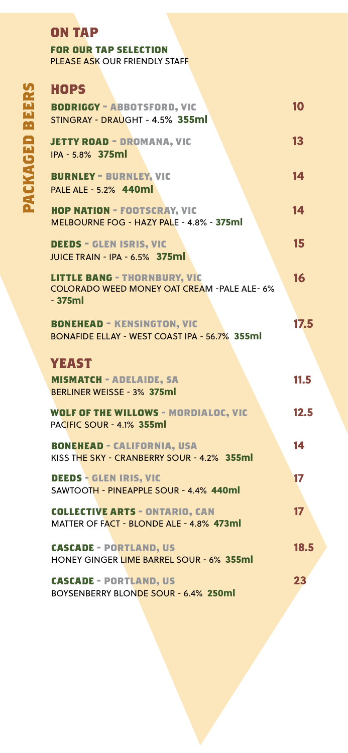# PACKAGED BEERS

## ON TAP

**FOR OUR TAP SELECTION**
PLEASE ASK OUR FRIENDLY STAFF

## HOPS

| | |
|---|---|
| **BODRIGGY - ABBOTSFORD, VIC**<br>STINGRAY - DRAUGHT - 4.5% **355ml** | 10 |
| **JETTY ROAD - DROMANA, VIC**<br>IPA - 5.8% **375ml** | 13 |
| **BURNLEY - BURNLEY, VIC**<br>PALE ALE - 5.2% **440ml** | 14 |
| **HOP NATION - FOOTSCRAY, VIC**<br>MELBOURNE FOG - HAZY PALE - 4.8% - **375ml** | 14 |
| **DEEDS - GLEN ISRIS, VIC**<br>JUICE TRAIN - IPA - 6.5% **375ml** | 15 |
| **LITTLE BANG - THORNBURY, VIC**<br>COLORADO WEED MONEY OAT CREAM -PALE ALE- 6% - **375ml** | 16 |
| **BONEHEAD - KENSINGTON, VIC**<br>BONAFIDE ELLAY - WEST COAST IPA - 56.7% **355ml** | 17.5 |

## YEAST

| | |
|---|---|
| **MISMATCH - ADELAIDE, SA**<br>BERLINER WEISSE - 3% **375ml** | 11.5 |
| **WOLF OF THE WILLOWS - MORDIALOC, VIC**<br>PACIFIC SOUR - 4.1% **355ml** | 12.5 |
| **BONEHEAD - CALIFORNIA, USA**<br>KISS THE SKY - CRANBERRY SOUR - 4.2% **355ml** | 14 |
| **DEEDS - GLEN IRIS, VIC**<br>SAWTOOTH - PINEAPPLE SOUR - 4.4% **440ml** | 17 |
| **COLLECTIVE ARTS - ONTARIO, CAN**<br>MATTER OF FACT - BLONDE ALE - 4.8% **473ml** | 17 |
| **CASCADE - PORTLAND, US**<br>HONEY GINGER LIME BARREL SOUR - 6% **355ml** | 18.5 |
| **CASCADE - PORTLAND, US**<br>BOYSENBERRY BLONDE SOUR - 6.4% **250ml** | 23 |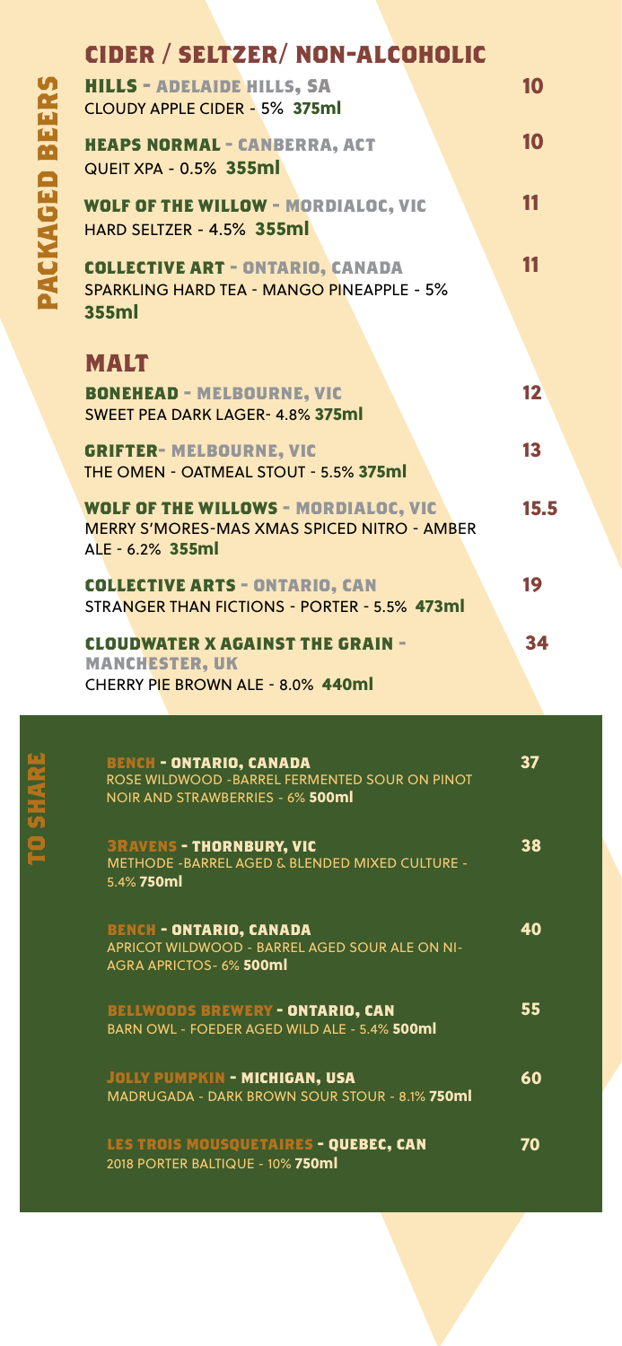# PACKAGED BEERS

## CIDER / SELTZER/ NON-ALCOHOLIC

**HILLS - ADELAIDE HILLS, SA** — 10
CLOUDY APPLE CIDER - 5% **375ml**

**HEAPS NORMAL - CANBERRA, ACT** — 10
QUEIT XPA - 0.5% **355ml**

**WOLF OF THE WILLOW - MORDIALOC, VIC** — 11
HARD SELTZER - 4.5% **355ml**

**COLLECTIVE ART - ONTARIO, CANADA** — 11
SPARKLING HARD TEA - MANGO PINEAPPLE - 5% **355ml**

## MALT

**BONEHEAD - MELBOURNE, VIC** — 12
SWEET PEA DARK LAGER- 4.8% **375ml**

**GRIFTER- MELBOURNE, VIC** — 13
THE OMEN - OATMEAL STOUT - 5.5% **375ml**

**WOLF OF THE WILLOWS - MORDIALOC, VIC** — 15.5
MERRY S'MORES-MAS XMAS SPICED NITRO - AMBER ALE - 6.2% **355ml**

**COLLECTIVE ARTS - ONTARIO, CAN** — 19
STRANGER THAN FICTIONS - PORTER - 5.5% **473ml**

**CLOUDWATER X AGAINST THE GRAIN - MANCHESTER, UK** — 34
CHERRY PIE BROWN ALE - 8.0% **440ml**

## TO SHARE

**BENCH - ONTARIO, CANADA** — 37
ROSE WILDWOOD -BARREL FERMENTED SOUR ON PINOT NOIR AND STRAWBERRIES - 6% **500ml**

**3RAVENS - THORNBURY, VIC** — 38
METHODE -BARREL AGED & BLENDED MIXED CULTURE - 5.4% **750ml**

**BENCH - ONTARIO, CANADA** — 40
APRICOT WILDWOOD - BARREL AGED SOUR ALE ON NIAGRA APRICTOS- 6% **500ml**

**BELLWOODS BREWERY - ONTARIO, CAN** — 55
BARN OWL - FOEDER AGED WILD ALE - 5.4% **500ml**

**JOLLY PUMPKIN - MICHIGAN, USA** — 60
MADRUGADA - DARK BROWN SOUR STOUR - 8.1% **750ml**

**LES TROIS MOUSQUETAIRES - QUEBEC, CAN** — 70
2018 PORTER BALTIQUE - 10% **750ml**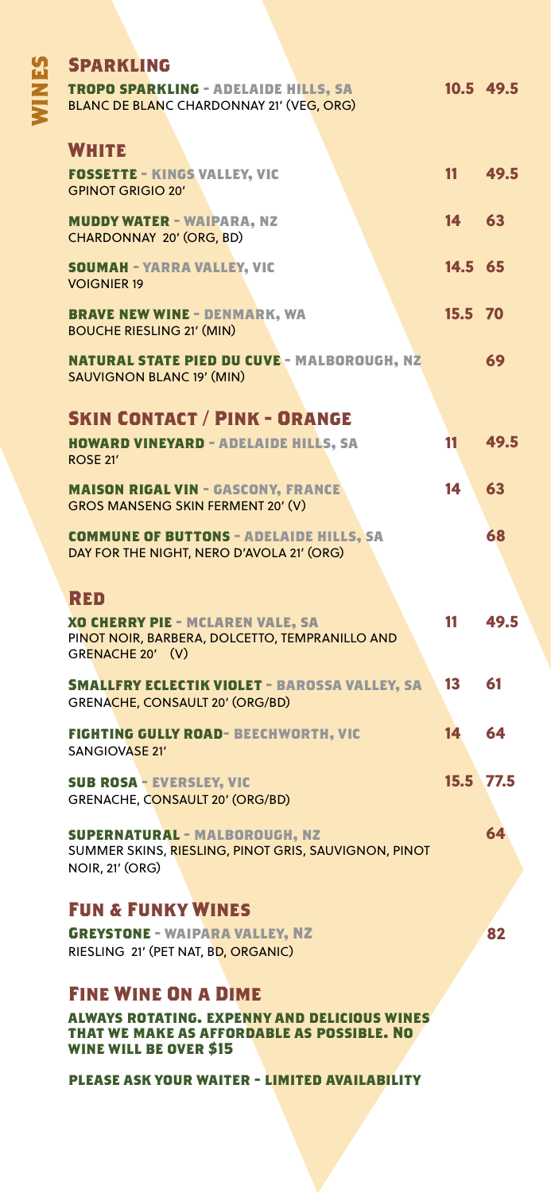# WINES

## Sparkling

| | Glass | Bottle |
|---|---|---|
| **TROPO SPARKLING - ADELAIDE HILLS, SA**<br>BLANC DE BLANC CHARDONNAY 21' (VEG, ORG) | 10.5 | 49.5 |

## White

| | Glass | Bottle |
|---|---|---|
| **FOSSETTE - KINGS VALLEY, VIC**<br>GPINOT GRIGIO 20' | 11 | 49.5 |
| **MUDDY WATER - WAIPARA, NZ**<br>CHARDONNAY 20' (ORG, BD) | 14 | 63 |
| **SOUMAH - YARRA VALLEY, VIC**<br>VOIGNIER 19 | 14.5 | 65 |
| **BRAVE NEW WINE - DENMARK, WA**<br>BOUCHE RIESLING 21' (MIN) | 15.5 | 70 |
| **NATURAL STATE PIED DU CUVE - MALBOROUGH, NZ**<br>SAUVIGNON BLANC 19' (MIN) | | 69 |

## Skin Contact / Pink - Orange

| | Glass | Bottle |
|---|---|---|
| **HOWARD VINEYARD - ADELAIDE HILLS, SA**<br>ROSE 21' | 11 | 49.5 |
| **MAISON RIGAL VIN - GASCONY, FRANCE**<br>GROS MANSENG SKIN FERMENT 20' (V) | 14 | 63 |
| **COMMUNE OF BUTTONS - ADELAIDE HILLS, SA**<br>DAY FOR THE NIGHT, NERO D'AVOLA 21' (ORG) | | 68 |

## Red

| | Glass | Bottle |
|---|---|---|
| **XO CHERRY PIE - MCLAREN VALE, SA**<br>PINOT NOIR, BARBERA, DOLCETTO, TEMPRANILLO AND GRENACHE 20' (V) | 11 | 49.5 |
| **SMALLFRY ECLECTIK VIOLET - BAROSSA VALLEY, SA**<br>GRENACHE, CONSAULT 20' (ORG/BD) | 13 | 61 |
| **FIGHTING GULLY ROAD- BEECHWORTH, VIC**<br>SANGIOVASE 21' | 14 | 64 |
| **SUB ROSA - EVERSLEY, VIC**<br>GRENACHE, CONSAULT 20' (ORG/BD) | 15.5 | 77.5 |
| **SUPERNATURAL - MALBOROUGH, NZ**<br>SUMMER SKINS, RIESLING, PINOT GRIS, SAUVIGNON, PINOT NOIR, 21' (ORG) | | 64 |

## Fun & Funky Wines

| | Glass | Bottle |
|---|---|---|
| **GREYSTONE - WAIPARA VALLEY, NZ**<br>RIESLING 21' (PET NAT, BD, ORGANIC) | | 82 |

## Fine Wine On A Dime

**ALWAYS ROTATING. EXPENNY AND DELICIOUS WINES THAT WE MAKE AS AFFORDABLE AS POSSIBLE. NO WINE WILL BE OVER $15**

**PLEASE ASK YOUR WAITER - LIMITED AVAILABILITY**